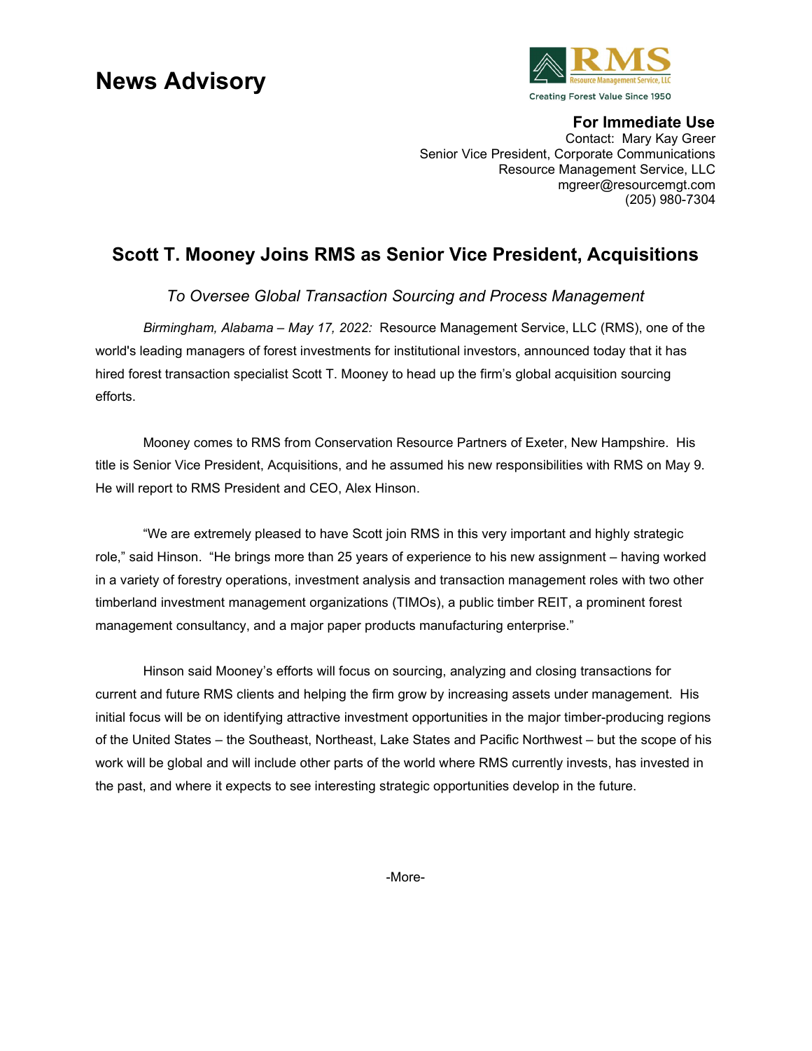# News Advisory

RMS
Resource Management Service, LLC
Creating Forest Value Since 1950

**For Immediate Use**
Contact: Mary Kay Greer
Senior Vice President, Corporate Communications
Resource Management Service, LLC
mgreer@resourcemgt.com
(205) 980-7304

## Scott T. Mooney Joins RMS as Senior Vice President, Acquisitions

*To Oversee Global Transaction Sourcing and Process Management*

*Birmingham, Alabama – May 17, 2022:* Resource Management Service, LLC (RMS), one of the world's leading managers of forest investments for institutional investors, announced today that it has hired forest transaction specialist Scott T. Mooney to head up the firm's global acquisition sourcing efforts.

Mooney comes to RMS from Conservation Resource Partners of Exeter, New Hampshire. His title is Senior Vice President, Acquisitions, and he assumed his new responsibilities with RMS on May 9. He will report to RMS President and CEO, Alex Hinson.

"We are extremely pleased to have Scott join RMS in this very important and highly strategic role," said Hinson. "He brings more than 25 years of experience to his new assignment – having worked in a variety of forestry operations, investment analysis and transaction management roles with two other timberland investment management organizations (TIMOs), a public timber REIT, a prominent forest management consultancy, and a major paper products manufacturing enterprise."

Hinson said Mooney's efforts will focus on sourcing, analyzing and closing transactions for current and future RMS clients and helping the firm grow by increasing assets under management. His initial focus will be on identifying attractive investment opportunities in the major timber-producing regions of the United States – the Southeast, Northeast, Lake States and Pacific Northwest – but the scope of his work will be global and will include other parts of the world where RMS currently invests, has invested in the past, and where it expects to see interesting strategic opportunities develop in the future.

-More-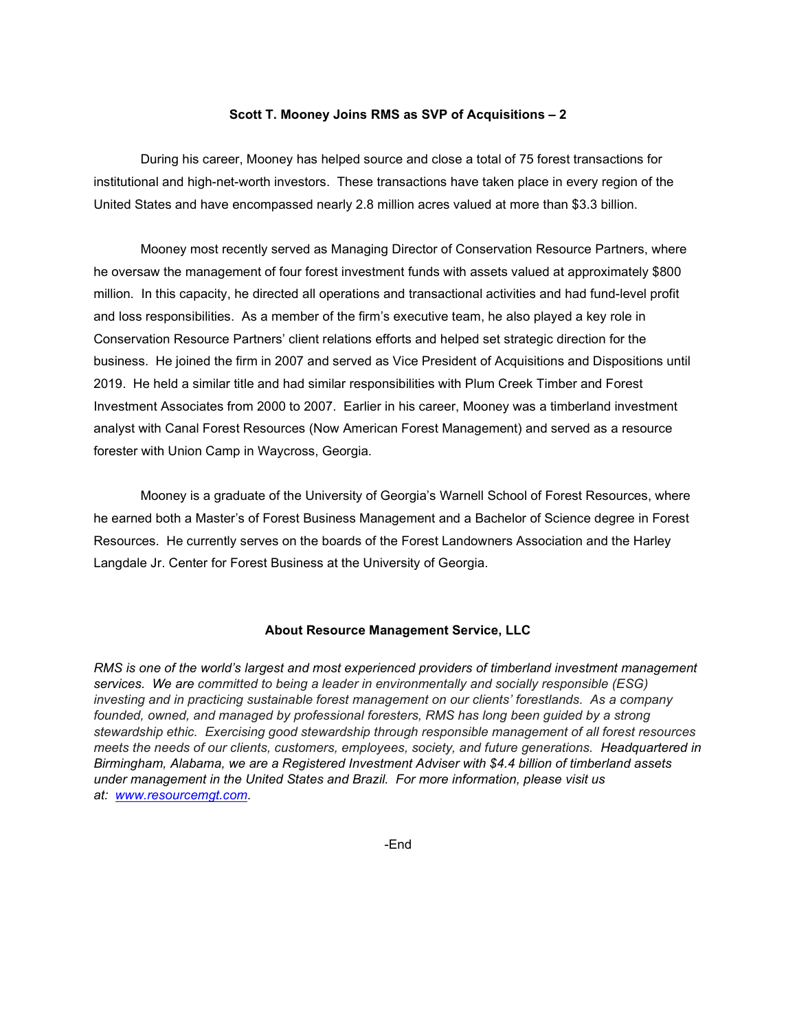**Scott T. Mooney Joins RMS as SVP of Acquisitions – 2**

During his career, Mooney has helped source and close a total of 75 forest transactions for institutional and high-net-worth investors. These transactions have taken place in every region of the United States and have encompassed nearly 2.8 million acres valued at more than $3.3 billion.

Mooney most recently served as Managing Director of Conservation Resource Partners, where he oversaw the management of four forest investment funds with assets valued at approximately $800 million. In this capacity, he directed all operations and transactional activities and had fund-level profit and loss responsibilities. As a member of the firm's executive team, he also played a key role in Conservation Resource Partners' client relations efforts and helped set strategic direction for the business. He joined the firm in 2007 and served as Vice President of Acquisitions and Dispositions until 2019. He held a similar title and had similar responsibilities with Plum Creek Timber and Forest Investment Associates from 2000 to 2007. Earlier in his career, Mooney was a timberland investment analyst with Canal Forest Resources (Now American Forest Management) and served as a resource forester with Union Camp in Waycross, Georgia.

Mooney is a graduate of the University of Georgia's Warnell School of Forest Resources, where he earned both a Master's of Forest Business Management and a Bachelor of Science degree in Forest Resources. He currently serves on the boards of the Forest Landowners Association and the Harley Langdale Jr. Center for Forest Business at the University of Georgia.

**About Resource Management Service, LLC**

*RMS is one of the world's largest and most experienced providers of timberland investment management services. We are committed to being a leader in environmentally and socially responsible (ESG) investing and in practicing sustainable forest management on our clients' forestlands. As a company founded, owned, and managed by professional foresters, RMS has long been guided by a strong stewardship ethic. Exercising good stewardship through responsible management of all forest resources meets the needs of our clients, customers, employees, society, and future generations. Headquartered in Birmingham, Alabama, we are a Registered Investment Adviser with $4.4 billion of timberland assets under management in the United States and Brazil. For more information, please visit us at: [www.resourcemgt.com](http://www.resourcemgt.com).*

-End